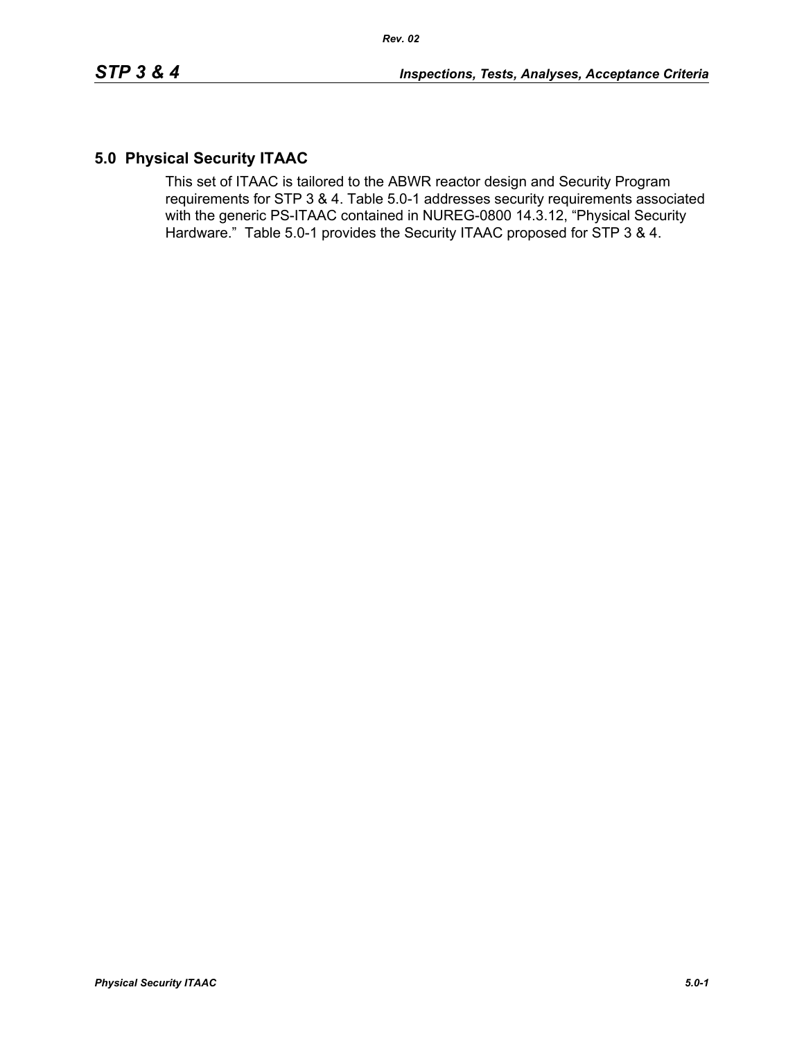## 5.0 Physical Security ITAAC

This set of ITAAC is tailored to the ABWR reactor design and Security Program requirements for STP 3 & 4. Table 5.0-1 addresses security requirements associated with the generic PS-ITAAC contained in NUREG-0800 14.3.12, "Physical Security Hardware." Table 5.0-1 provides the Security ITAAC proposed for STP 3 & 4.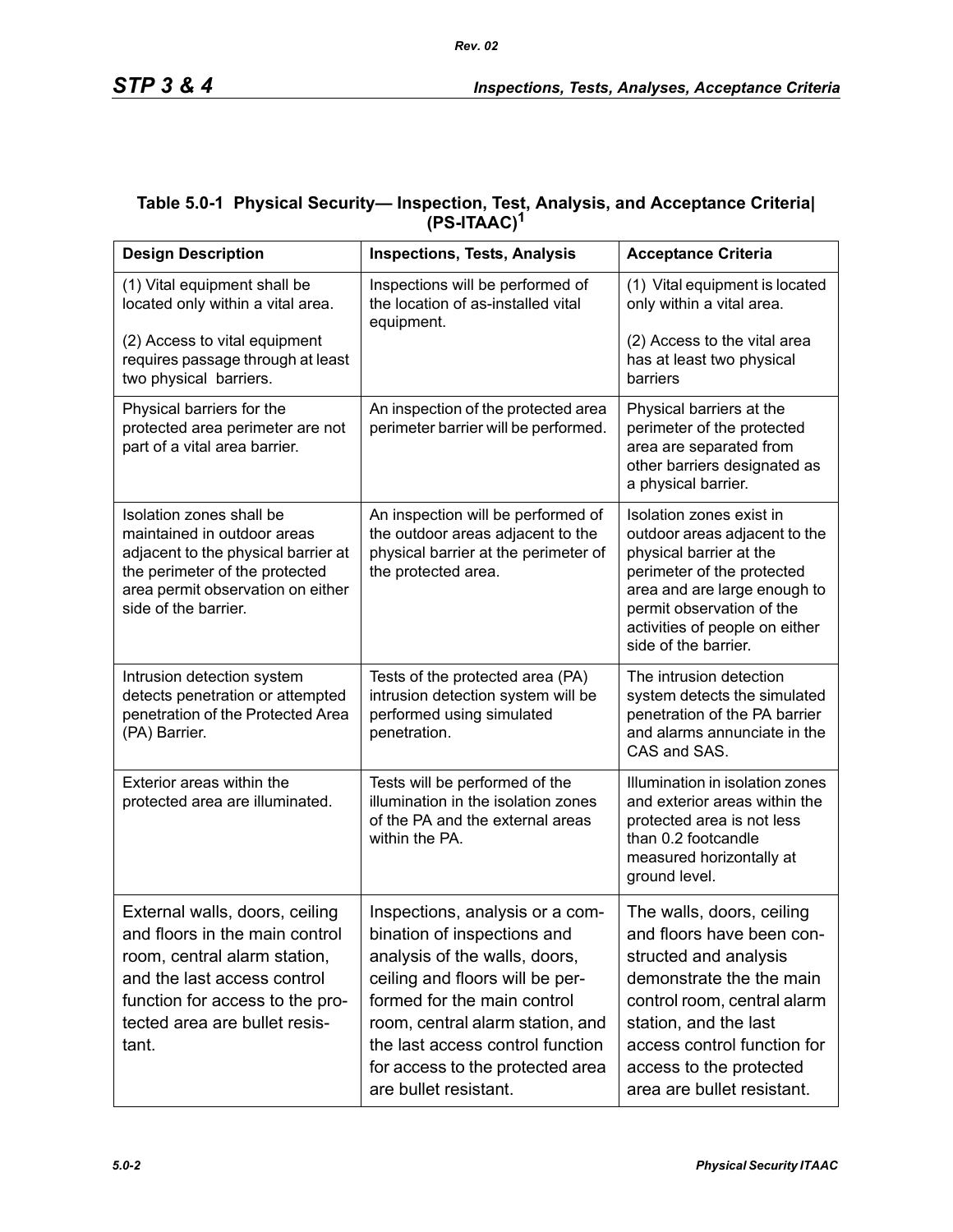**Table 5.0-1 Physical Security— Inspection, Test, Analysis, and Acceptance Criteria| (PS-ITAAC)[1]**

| Design Description | Inspections, Tests, Analysis | Acceptance Criteria |
|---|---|---|
| (1) Vital equipment shall be located only within a vital area.<br><br>(2) Access to vital equipment requires passage through at least two physical barriers. | Inspections will be performed of the location of as-installed vital equipment. | (1) Vital equipment is located only within a vital area.<br><br>(2) Access to the vital area has at least two physical barriers |
| Physical barriers for the protected area perimeter are not part of a vital area barrier. | An inspection of the protected area perimeter barrier will be performed. | Physical barriers at the perimeter of the protected area are separated from other barriers designated as a physical barrier. |
| Isolation zones shall be maintained in outdoor areas adjacent to the physical barrier at the perimeter of the protected area permit observation on either side of the barrier. | An inspection will be performed of the outdoor areas adjacent to the physical barrier at the perimeter of the protected area. | Isolation zones exist in outdoor areas adjacent to the physical barrier at the perimeter of the protected area and are large enough to permit observation of the activities of people on either side of the barrier. |
| Intrusion detection system detects penetration or attempted penetration of the Protected Area (PA) Barrier. | Tests of the protected area (PA) intrusion detection system will be performed using simulated penetration. | The intrusion detection system detects the simulated penetration of the PA barrier and alarms annunciate in the CAS and SAS. |
| Exterior areas within the protected area are illuminated. | Tests will be performed of the illumination in the isolation zones of the PA and the external areas within the PA. | Illumination in isolation zones and exterior areas within the protected area is not less than 0.2 footcandle measured horizontally at ground level. |
| External walls, doors, ceiling and floors in the main control room, central alarm station, and the last access control function for access to the protected area are bullet resistant. | Inspections, analysis or a combination of inspections and analysis of the walls, doors, ceiling and floors will be performed for the main control room, central alarm station, and the last access control function for access to the protected area are bullet resistant. | The walls, doors, ceiling and floors have been constructed and analysis demonstrate the the main control room, central alarm station, and the last access control function for access to the protected area are bullet resistant. |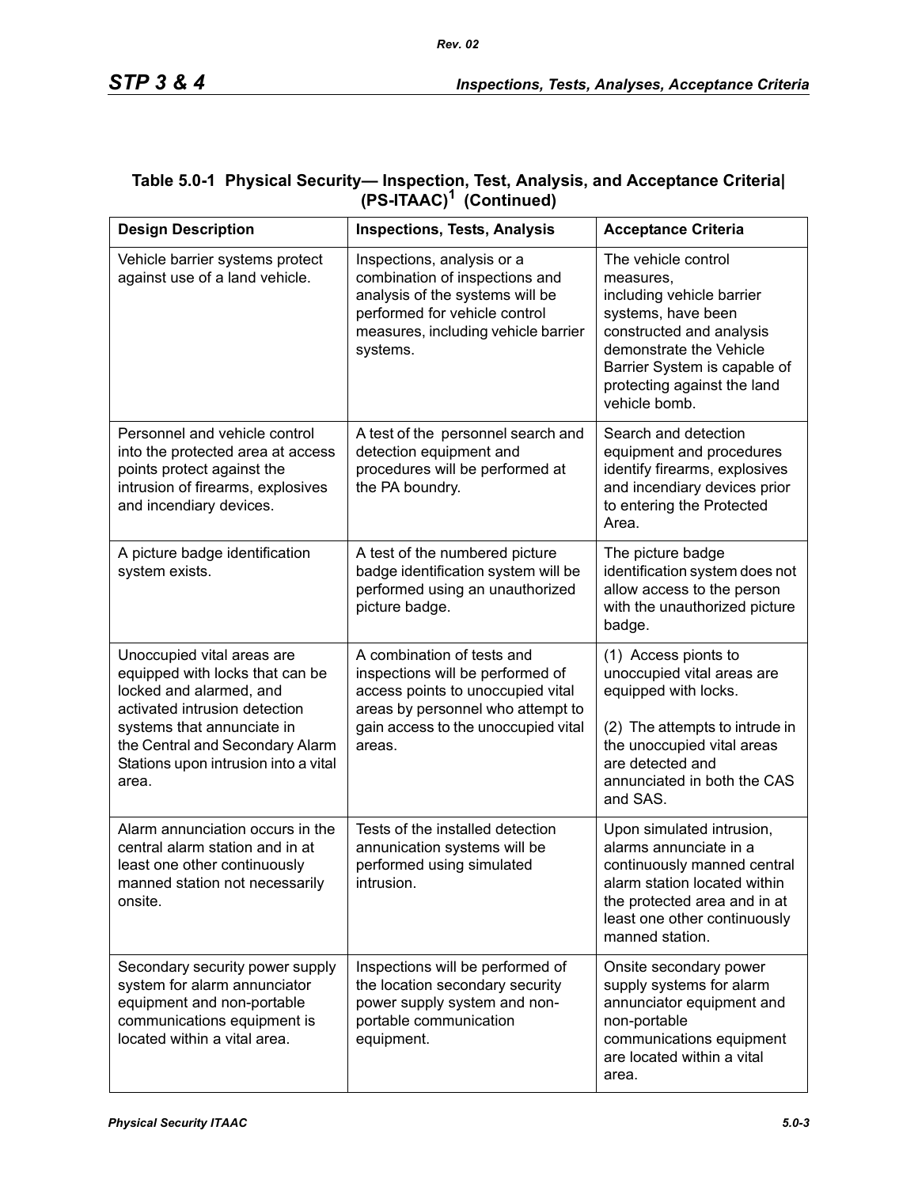**Table 5.0-1 Physical Security— Inspection, Test, Analysis, and Acceptance Criteria| (PS-ITAAC)[1] (Continued)**

| Design Description | Inspections, Tests, Analysis | Acceptance Criteria |
| --- | --- | --- |
| Vehicle barrier systems protect against use of a land vehicle. | Inspections, analysis or a combination of inspections and analysis of the systems will be performed for vehicle control measures, including vehicle barrier systems. | The vehicle control measures, including vehicle barrier systems, have been constructed and analysis demonstrate the Vehicle Barrier System is capable of protecting against the land vehicle bomb. |
| Personnel and vehicle control into the protected area at access points protect against the intrusion of firearms, explosives and incendiary devices. | A test of the personnel search and detection equipment and procedures will be performed at the PA boundry. | Search and detection equipment and procedures identify firearms, explosives and incendiary devices prior to entering the Protected Area. |
| A picture badge identification system exists. | A test of the numbered picture badge identification system will be performed using an unauthorized picture badge. | The picture badge identification system does not allow access to the person with the unauthorized picture badge. |
| Unoccupied vital areas are equipped with locks that can be locked and alarmed, and activated intrusion detection systems that annunciate in the Central and Secondary Alarm Stations upon intrusion into a vital area. | A combination of tests and inspections will be performed of access points to unoccupied vital areas by personnel who attempt to gain access to the unoccupied vital areas. | (1) Access pionts to unoccupied vital areas are equipped with locks.<br><br>(2) The attempts to intrude in the unoccupied vital areas are detected and annunciated in both the CAS and SAS. |
| Alarm annunciation occurs in the central alarm station and in at least one other continuously manned station not necessarily onsite. | Tests of the installed detection annunciation systems will be performed using simulated intrusion. | Upon simulated intrusion, alarms annunciate in a continuously manned central alarm station located within the protected area and in at least one other continuously manned station. |
| Secondary security power supply system for alarm annunciator equipment and non-portable communications equipment is located within a vital area. | Inspections will be performed of the location secondary security power supply system and non-portable communication equipment. | Onsite secondary power supply systems for alarm annunciator equipment and non-portable communications equipment are located within a vital area. |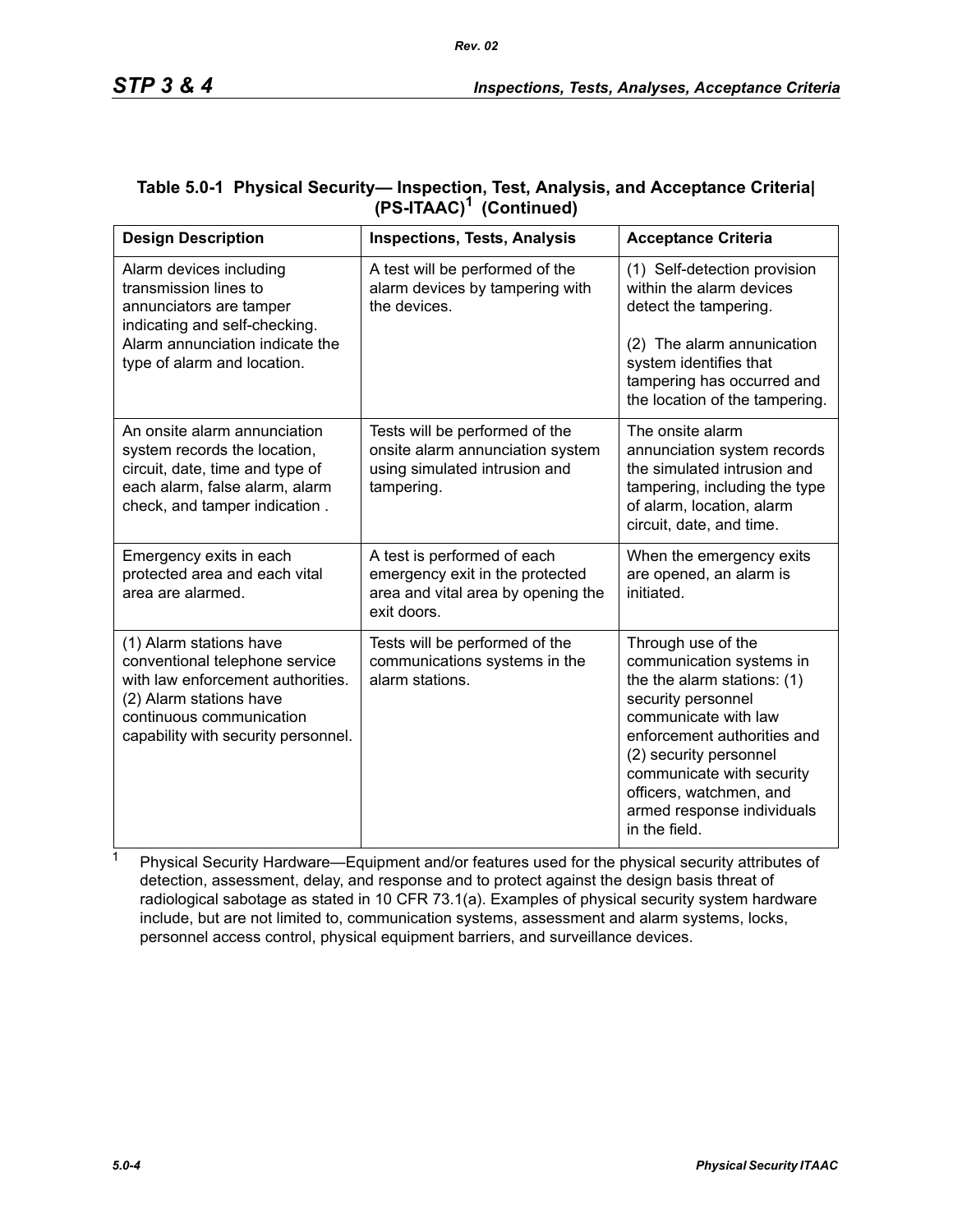**Table 5.0-1 Physical Security— Inspection, Test, Analysis, and Acceptance Criteria| (PS-ITAAC)[1] (Continued)**

| Design Description | Inspections, Tests, Analysis | Acceptance Criteria |
|---|---|---|
| Alarm devices including transmission lines to annunciators are tamper indicating and self-checking. Alarm annunciation indicate the type of alarm and location. | A test will be performed of the alarm devices by tampering with the devices. | (1) Self-detection provision within the alarm devices detect the tampering.<br><br>(2) The alarm annunciation system identifies that tampering has occurred and the location of the tampering. |
| An onsite alarm annunciation system records the location, circuit, date, time and type of each alarm, false alarm, alarm check, and tamper indication . | Tests will be performed of the onsite alarm annunciation system using simulated intrusion and tampering. | The onsite alarm annunciation system records the simulated intrusion and tampering, including the type of alarm, location, alarm circuit, date, and time. |
| Emergency exits in each protected area and each vital area are alarmed. | A test is performed of each emergency exit in the protected area and vital area by opening the exit doors. | When the emergency exits are opened, an alarm is initiated. |
| (1) Alarm stations have conventional telephone service with law enforcement authorities. (2) Alarm stations have continuous communication capability with security personnel. | Tests will be performed of the communications systems in the alarm stations. | Through use of the communication systems in the the alarm stations: (1) security personnel communicate with law enforcement authorities and (2) security personnel communicate with security officers, watchmen, and armed response individuals in the field. |

[1] Physical Security Hardware—Equipment and/or features used for the physical security attributes of detection, assessment, delay, and response and to protect against the design basis threat of radiological sabotage as stated in 10 CFR 73.1(a). Examples of physical security system hardware include, but are not limited to, communication systems, assessment and alarm systems, locks, personnel access control, physical equipment barriers, and surveillance devices.